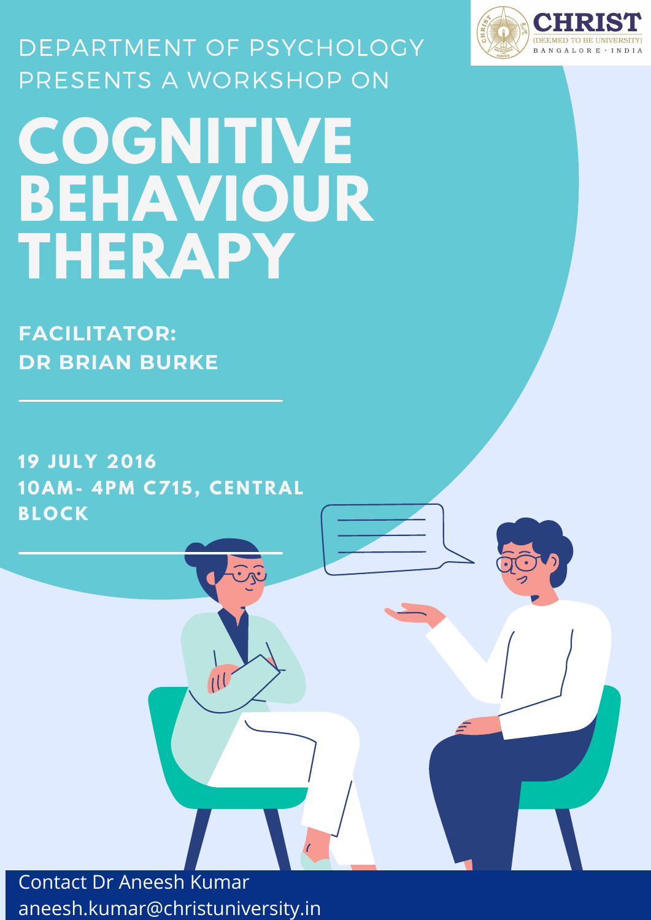CHRIST (DEEMED TO BE UNIVERSITY) BANGALORE · INDIA

DEPARTMENT OF PSYCHOLOGY PRESENTS A WORKSHOP ON

# COGNITIVE BEHAVIOUR THERAPY

**FACILITATOR:**
**DR BRIAN BURKE**

**19 JULY 2016**
**10AM- 4PM C715, CENTRAL BLOCK**

Contact Dr Aneesh Kumar
aneesh.kumar@christuniversity.in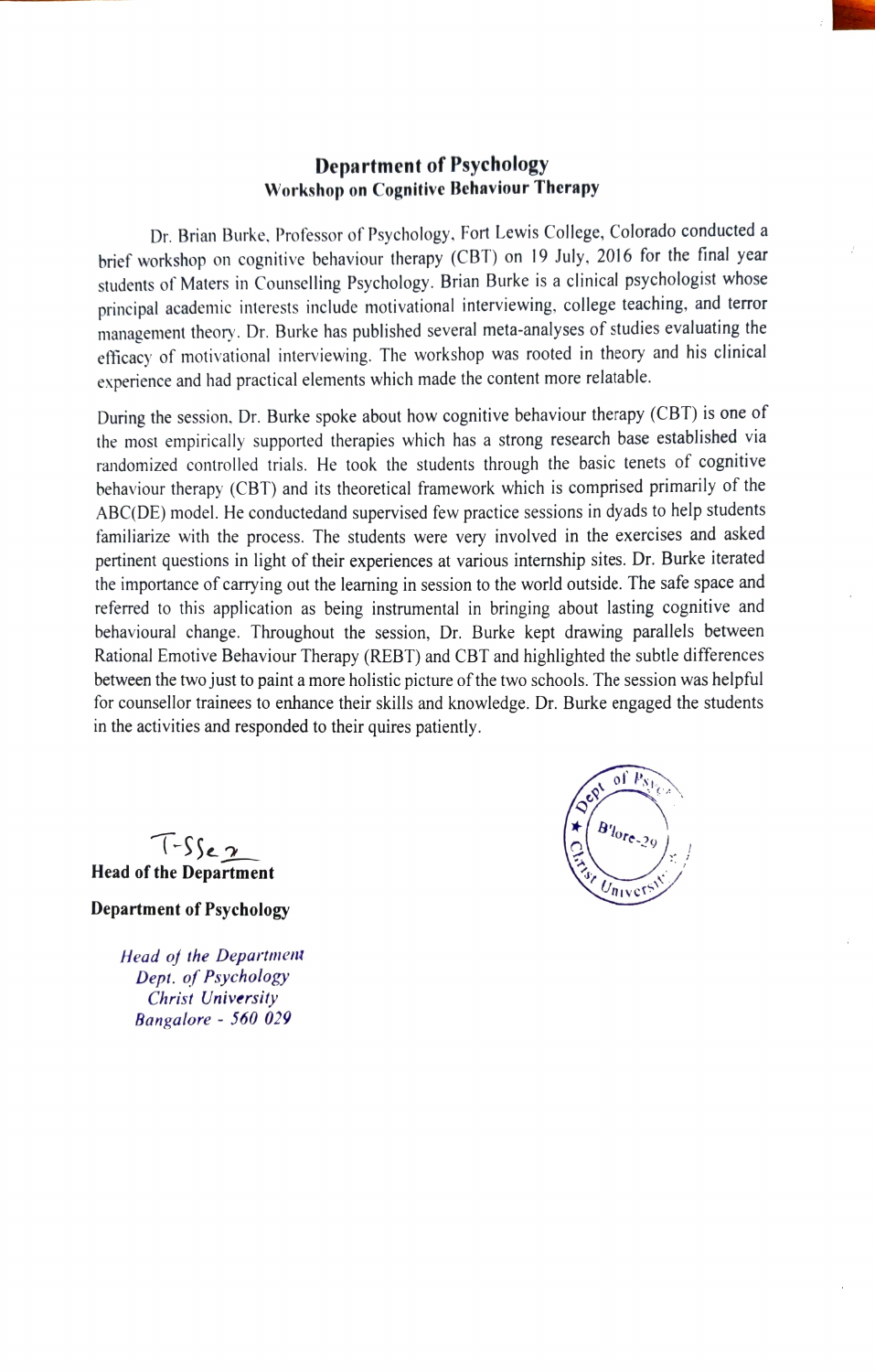## Department of Psychology

### Workshop on Cognitive Behaviour Therapy

Dr. Brian Burke, Professor of Psychology, Fort Lewis College, Colorado conducted a brief workshop on cognitive behaviour therapy (CBT) on 19 July, 2016 for the final year students of Maters in Counselling Psychology. Brian Burke is a clinical psychologist whose principal academic interests include motivational interviewing, college teaching, and terror management theory. Dr. Burke has published several meta-analyses of studies evaluating the efficacy of motivational interviewing. The workshop was rooted in theory and his clinical experience and had practical elements which made the content more relatable.

During the session, Dr. Burke spoke about how cognitive behaviour therapy (CBT) is one of the most empirically supported therapies which has a strong research base established via randomized controlled trials. He took the students through the basic tenets of cognitive behaviour therapy (CBT) and its theoretical framework which is comprised primarily of the ABC(DE) model. He conductedand supervised few practice sessions in dyads to help students familiarize with the process. The students were very involved in the exercises and asked pertinent questions in light of their experiences at various internship sites. Dr. Burke iterated the importance of carrying out the learning in session to the world outside. The safe space and referred to this application as being instrumental in bringing about lasting cognitive and behavioural change. Throughout the session, Dr. Burke kept drawing parallels between Rational Emotive Behaviour Therapy (REBT) and CBT and highlighted the subtle differences between the two just to paint a more holistic picture of the two schools. The session was helpful for counsellor trainees to enhance their skills and knowledge. Dr. Burke engaged the students in the activities and responded to their quires patiently.

**Head of the Department**

**Department of Psychology**

*Head of the Department*
*Dept. of Psychology*
*Christ University*
*Bangalore - 560 029*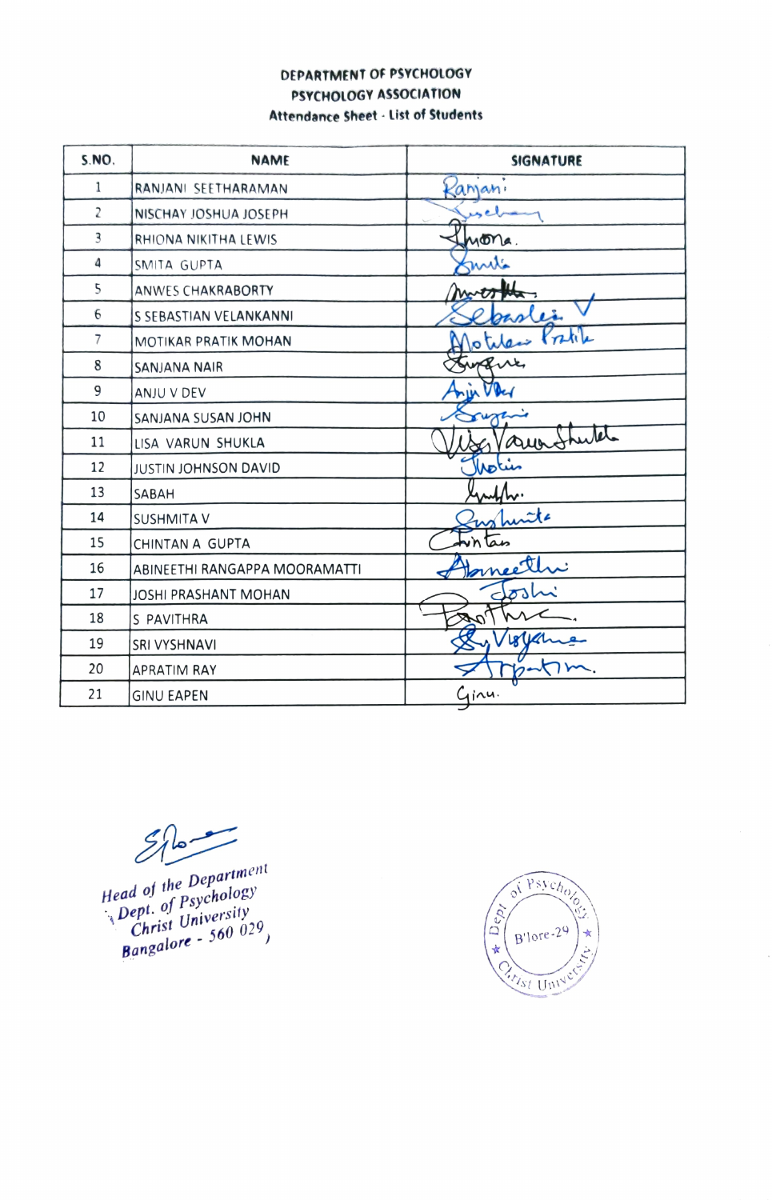**DEPARTMENT OF PSYCHOLOGY**

**PSYCHOLOGY ASSOCIATION**

**Attendance Sheet - List of Students**

| S.NO. | NAME | SIGNATURE |
|---|---|---|
| 1 | RANJANI SEETHARAMAN | Ranjani |
| 2 | NISCHAY JOSHUA JOSEPH | Nischay |
| 3 | RHIONA NIKITHA LEWIS | Rhiona. |
| 4 | SMITA GUPTA | Smita |
| 5 | ANWES CHAKRABORTY | Anwesha |
| 6 | S SEBASTIAN VELANKANNI | Sebastian V |
| 7 | MOTIKAR PRATIK MOHAN | Motikar Pratik |
| 8 | SANJANA NAIR | Sanjana |
| 9 | ANJU V DEV | Anju V Dev |
| 10 | SANJANA SUSAN JOHN | Sanjana |
| 11 | LISA VARUN SHUKLA | Lisa Varun Shukla |
| 12 | JUSTIN JOHNSON DAVID | Justin |
| 13 | SABAH | Sabah. |
| 14 | SUSHMITA V | Sushmita |
| 15 | CHINTAN A GUPTA | Chintan |
| 16 | ABINEETHI RANGAPPA MOORAMATTI | Abineethi |
| 17 | JOSHI PRASHANT MOHAN | Joshi |
| 18 | S PAVITHRA | Pavithra. |
| 19 | SRI VYSHNAVI | S. Vyshnavi |
| 20 | APRATIM RAY | Apratim. |
| 21 | GINU EAPEN | Ginu. |

Head of the Department
Dept. of Psychology
Christ University
Bangalore - 560 029

Dept. of Psychology
B'lore-29
Christ University